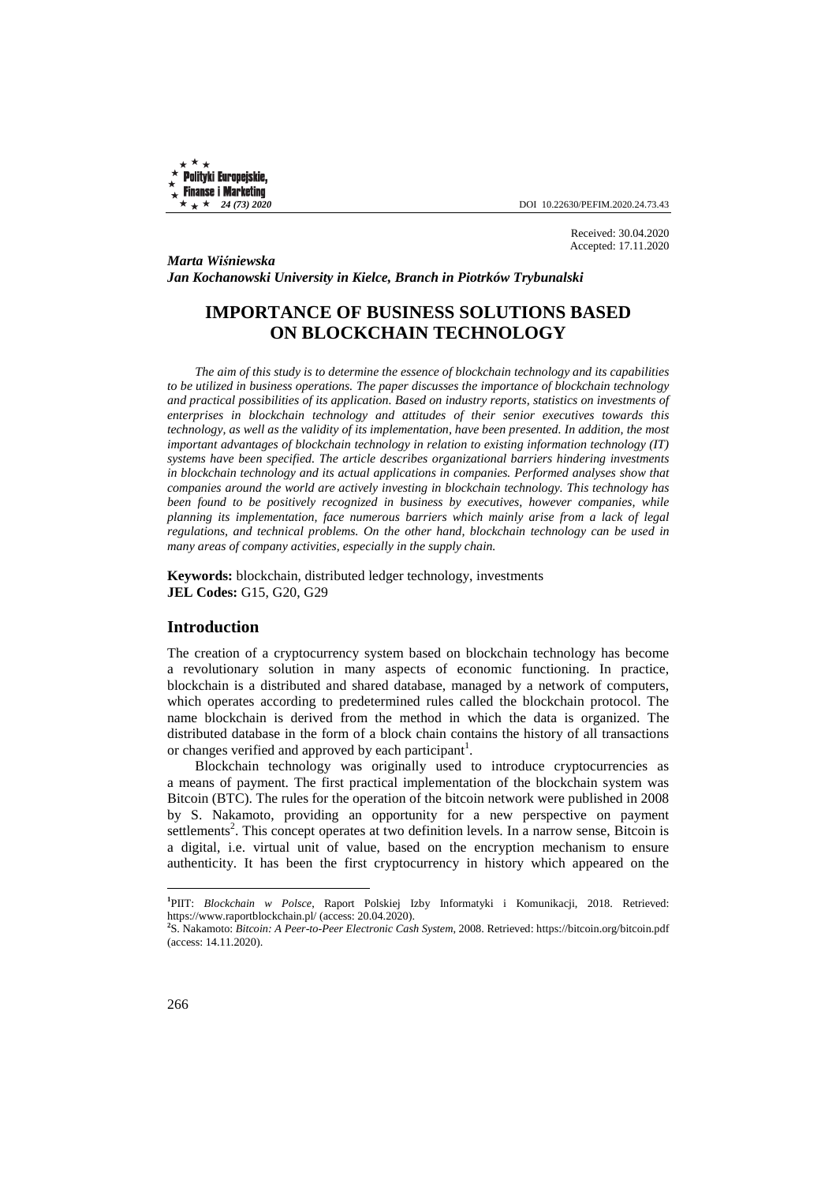DOI 10.22630/PEFIM.2020.24.73.43

Received: 30.04.2020
Accepted: 17.11.2020

***Marta Wiśniewska***
***Jan Kochanowski University in Kielce, Branch in Piotrków Trybunalski***

# IMPORTANCE OF BUSINESS SOLUTIONS BASED ON BLOCKCHAIN TECHNOLOGY

*The aim of this study is to determine the essence of blockchain technology and its capabilities to be utilized in business operations. The paper discusses the importance of blockchain technology and practical possibilities of its application. Based on industry reports, statistics on investments of enterprises in blockchain technology and attitudes of their senior executives towards this technology, as well as the validity of its implementation, have been presented. In addition, the most important advantages of blockchain technology in relation to existing information technology (IT) systems have been specified. The article describes organizational barriers hindering investments in blockchain technology and its actual applications in companies. Performed analyses show that companies around the world are actively investing in blockchain technology. This technology has been found to be positively recognized in business by executives, however companies, while planning its implementation, face numerous barriers which mainly arise from a lack of legal regulations, and technical problems. On the other hand, blockchain technology can be used in many areas of company activities, especially in the supply chain.*

**Keywords:** blockchain, distributed ledger technology, investments
**JEL Codes:** G15, G20, G29

## Introduction

The creation of a cryptocurrency system based on blockchain technology has become a revolutionary solution in many aspects of economic functioning. In practice, blockchain is a distributed and shared database, managed by a network of computers, which operates according to predetermined rules called the blockchain protocol. The name blockchain is derived from the method in which the data is organized. The distributed database in the form of a block chain contains the history of all transactions or changes verified and approved by each participant[1].

Blockchain technology was originally used to introduce cryptocurrencies as a means of payment. The first practical implementation of the blockchain system was Bitcoin (BTC). The rules for the operation of the bitcoin network were published in 2008 by S. Nakamoto, providing an opportunity for a new perspective on payment settlements[2]. This concept operates at two definition levels. In a narrow sense, Bitcoin is a digital, i.e. virtual unit of value, based on the encryption mechanism to ensure authenticity. It has been the first cryptocurrency in history which appeared on the

---

[1] PIIT: *Blockchain w Polsce*, Raport Polskiej Izby Informatyki i Komunikacji, 2018. Retrieved: https://www.raportblockchain.pl/ (access: 20.04.2020).

[2] S. Nakamoto: *Bitcoin: A Peer-to-Peer Electronic Cash System,* 2008. Retrieved: https://bitcoin.org/bitcoin.pdf (access: 14.11.2020).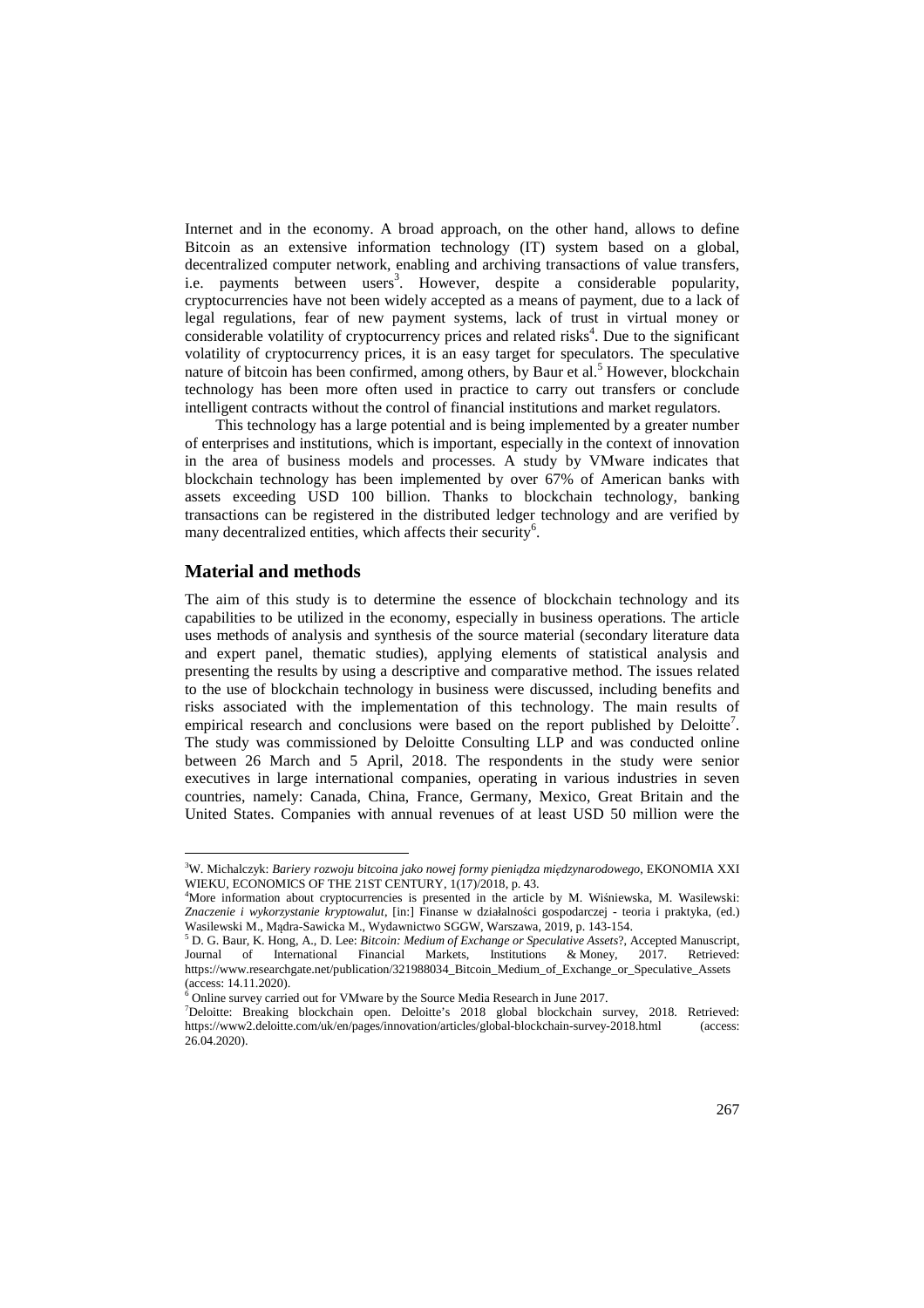Internet and in the economy. A broad approach, on the other hand, allows to define Bitcoin as an extensive information technology (IT) system based on a global, decentralized computer network, enabling and archiving transactions of value transfers, i.e. payments between users[3]. However, despite a considerable popularity, cryptocurrencies have not been widely accepted as a means of payment, due to a lack of legal regulations, fear of new payment systems, lack of trust in virtual money or considerable volatility of cryptocurrency prices and related risks[4]. Due to the significant volatility of cryptocurrency prices, it is an easy target for speculators. The speculative nature of bitcoin has been confirmed, among others, by Baur et al.[5] However, blockchain technology has been more often used in practice to carry out transfers or conclude intelligent contracts without the control of financial institutions and market regulators.

This technology has a large potential and is being implemented by a greater number of enterprises and institutions, which is important, especially in the context of innovation in the area of business models and processes. A study by VMware indicates that blockchain technology has been implemented by over 67% of American banks with assets exceeding USD 100 billion. Thanks to blockchain technology, banking transactions can be registered in the distributed ledger technology and are verified by many decentralized entities, which affects their security[6].

## Material and methods

The aim of this study is to determine the essence of blockchain technology and its capabilities to be utilized in the economy, especially in business operations. The article uses methods of analysis and synthesis of the source material (secondary literature data and expert panel, thematic studies), applying elements of statistical analysis and presenting the results by using a descriptive and comparative method. The issues related to the use of blockchain technology in business were discussed, including benefits and risks associated with the implementation of this technology. The main results of empirical research and conclusions were based on the report published by Deloitte[7]. The study was commissioned by Deloitte Consulting LLP and was conducted online between 26 March and 5 April, 2018. The respondents in the study were senior executives in large international companies, operating in various industries in seven countries, namely: Canada, China, France, Germany, Mexico, Great Britain and the United States. Companies with annual revenues of at least USD 50 million were the

---

[3] W. Michalczyk: *Bariery rozwoju bitcoina jako nowej formy pieniądza międzynarodowego*, EKONOMIA XXI WIEKU, ECONOMICS OF THE 21ST CENTURY, 1(17)/2018, p. 43.

[4] More information about cryptocurrencies is presented in the article by M. Wiśniewska, M. Wasilewski: *Znaczenie i wykorzystanie kryptowalut*, [in:] Finanse w działalności gospodarczej - teoria i praktyka, (ed.) Wasilewski M., Mądra-Sawicka M., Wydawnictwo SGGW, Warszawa, 2019, p. 143-154.

[5] D. G. Baur, K. Hong, A., D. Lee: *Bitcoin: Medium of Exchange or Speculative Assets*?, Accepted Manuscript, Journal of International Financial Markets, Institutions & Money, 2017. Retrieved: https://www.researchgate.net/publication/321988034_Bitcoin_Medium_of_Exchange_or_Speculative_Assets (access: 14.11.2020).

[6] Online survey carried out for VMware by the Source Media Research in June 2017.

[7] Deloitte: Breaking blockchain open. Deloitte's 2018 global blockchain survey, 2018. Retrieved: https://www2.deloitte.com/uk/en/pages/innovation/articles/global-blockchain-survey-2018.html (access: 26.04.2020).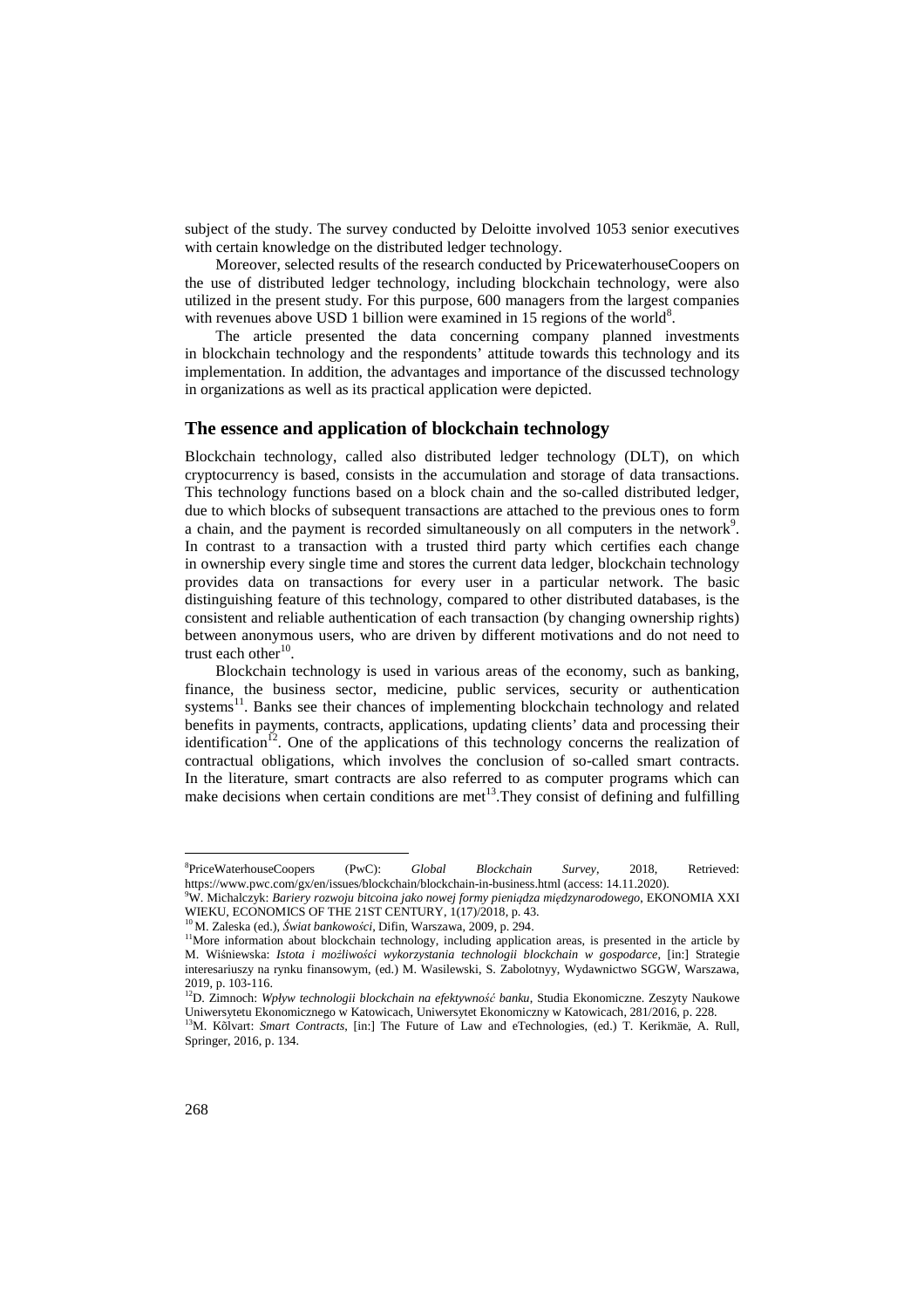subject of the study. The survey conducted by Deloitte involved 1053 senior executives with certain knowledge on the distributed ledger technology.

Moreover, selected results of the research conducted by PricewaterhouseCoopers on the use of distributed ledger technology, including blockchain technology, were also utilized in the present study. For this purpose, 600 managers from the largest companies with revenues above USD 1 billion were examined in 15 regions of the world[8].

The article presented the data concerning company planned investments in blockchain technology and the respondents' attitude towards this technology and its implementation. In addition, the advantages and importance of the discussed technology in organizations as well as its practical application were depicted.

## The essence and application of blockchain technology

Blockchain technology, called also distributed ledger technology (DLT), on which cryptocurrency is based, consists in the accumulation and storage of data transactions. This technology functions based on a block chain and the so-called distributed ledger, due to which blocks of subsequent transactions are attached to the previous ones to form a chain, and the payment is recorded simultaneously on all computers in the network[9]. In contrast to a transaction with a trusted third party which certifies each change in ownership every single time and stores the current data ledger, blockchain technology provides data on transactions for every user in a particular network. The basic distinguishing feature of this technology, compared to other distributed databases, is the consistent and reliable authentication of each transaction (by changing ownership rights) between anonymous users, who are driven by different motivations and do not need to trust each other[10].

Blockchain technology is used in various areas of the economy, such as banking, finance, the business sector, medicine, public services, security or authentication systems[11]. Banks see their chances of implementing blockchain technology and related benefits in payments, contracts, applications, updating clients' data and processing their identification[12]. One of the applications of this technology concerns the realization of contractual obligations, which involves the conclusion of so-called smart contracts. In the literature, smart contracts are also referred to as computer programs which can make decisions when certain conditions are met[13].They consist of defining and fulfilling

---

[8]PriceWaterhouseCoopers (PwC): *Global Blockchain Survey*, 2018, Retrieved: https://www.pwc.com/gx/en/issues/blockchain/blockchain-in-business.html (access: 14.11.2020).

[9]W. Michalczyk: *Bariery rozwoju bitcoina jako nowej formy pieniądza międzynarodowego*, EKONOMIA XXI WIEKU, ECONOMICS OF THE 21ST CENTURY, 1(17)/2018, p. 43.

[10] M. Zaleska (ed.), *Świat bankowości*, Difin, Warszawa, 2009, p. 294.

[11]More information about blockchain technology, including application areas, is presented in the article by M. Wiśniewska: *Istota i możliwości wykorzystania technologii blockchain w gospodarce*, [in:] Strategie interesariuszy na rynku finansowym, (ed.) M. Wasilewski, S. Zabolotnyy, Wydawnictwo SGGW, Warszawa, 2019, p. 103-116.

[12]D. Zimnoch: *Wpływ technologii blockchain na efektywność banku*, Studia Ekonomiczne. Zeszyty Naukowe Uniwersytetu Ekonomicznego w Katowicach, Uniwersytet Ekonomiczny w Katowicach, 281/2016, p. 228.

[13]M. Kõlvart: *Smart Contracts*, [in:] The Future of Law and eTechnologies, (ed.) T. Kerikmäe, A. Rull, Springer, 2016, p. 134.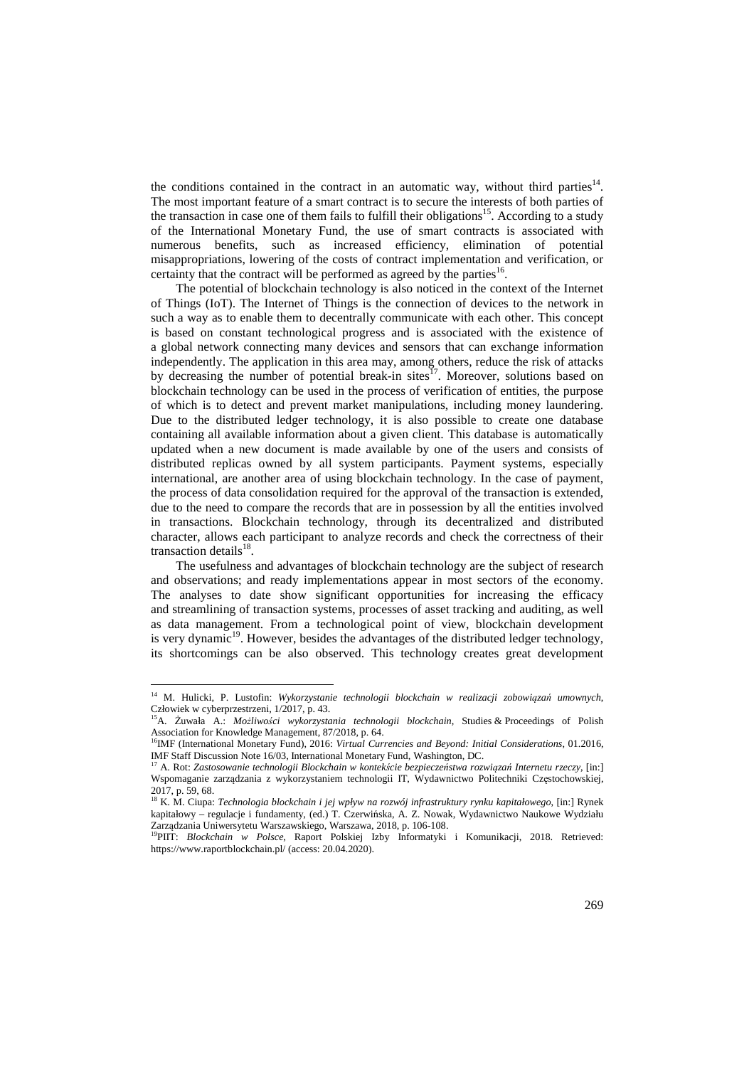the conditions contained in the contract in an automatic way, without third parties[14]. The most important feature of a smart contract is to secure the interests of both parties of the transaction in case one of them fails to fulfill their obligations[15]. According to a study of the International Monetary Fund, the use of smart contracts is associated with numerous benefits, such as increased efficiency, elimination of potential misappropriations, lowering of the costs of contract implementation and verification, or certainty that the contract will be performed as agreed by the parties[16].

The potential of blockchain technology is also noticed in the context of the Internet of Things (IoT). The Internet of Things is the connection of devices to the network in such a way as to enable them to decentrally communicate with each other. This concept is based on constant technological progress and is associated with the existence of a global network connecting many devices and sensors that can exchange information independently. The application in this area may, among others, reduce the risk of attacks by decreasing the number of potential break-in sites[17]. Moreover, solutions based on blockchain technology can be used in the process of verification of entities, the purpose of which is to detect and prevent market manipulations, including money laundering. Due to the distributed ledger technology, it is also possible to create one database containing all available information about a given client. This database is automatically updated when a new document is made available by one of the users and consists of distributed replicas owned by all system participants. Payment systems, especially international, are another area of using blockchain technology. In the case of payment, the process of data consolidation required for the approval of the transaction is extended, due to the need to compare the records that are in possession by all the entities involved in transactions. Blockchain technology, through its decentralized and distributed character, allows each participant to analyze records and check the correctness of their transaction details[18].

The usefulness and advantages of blockchain technology are the subject of research and observations; and ready implementations appear in most sectors of the economy. The analyses to date show significant opportunities for increasing the efficacy and streamlining of transaction systems, processes of asset tracking and auditing, as well as data management. From a technological point of view, blockchain development is very dynamic[19]. However, besides the advantages of the distributed ledger technology, its shortcomings can be also observed. This technology creates great development

---

[14] M. Hulicki, P. Lustofin: *Wykorzystanie technologii blockchain w realizacji zobowiązań umownych*, Człowiek w cyberprzestrzeni, 1/2017, p. 43.

[15] A. Żuwała A.: *Możliwości wykorzystania technologii blockchain*, Studies & Proceedings of Polish Association for Knowledge Management, 87/2018, p. 64.

[16] IMF (International Monetary Fund), 2016: *Virtual Currencies and Beyond: Initial Considerations*, 01.2016, IMF Staff Discussion Note 16/03, International Monetary Fund, Washington, DC.

[17] A. Rot: *Zastosowanie technologii Blockchain w kontekście bezpieczeństwa rozwiązań Internetu rzeczy*, [in:] Wspomaganie zarządzania z wykorzystaniem technologii IT, Wydawnictwo Politechniki Częstochowskiej, 2017, p. 59, 68.

[18] K. M. Ciupa: *Technologia blockchain i jej wpływ na rozwój infrastruktury rynku kapitałowego*, [in:] Rynek kapitałowy – regulacje i fundamenty, (ed.) T. Czerwińska, A. Z. Nowak, Wydawnictwo Naukowe Wydziału Zarządzania Uniwersytetu Warszawskiego, Warszawa, 2018, p. 106-108.

[19] PIIT: *Blockchain w Polsce*, Raport Polskiej Izby Informatyki i Komunikacji, 2018. Retrieved: https://www.raportblockchain.pl/ (access: 20.04.2020).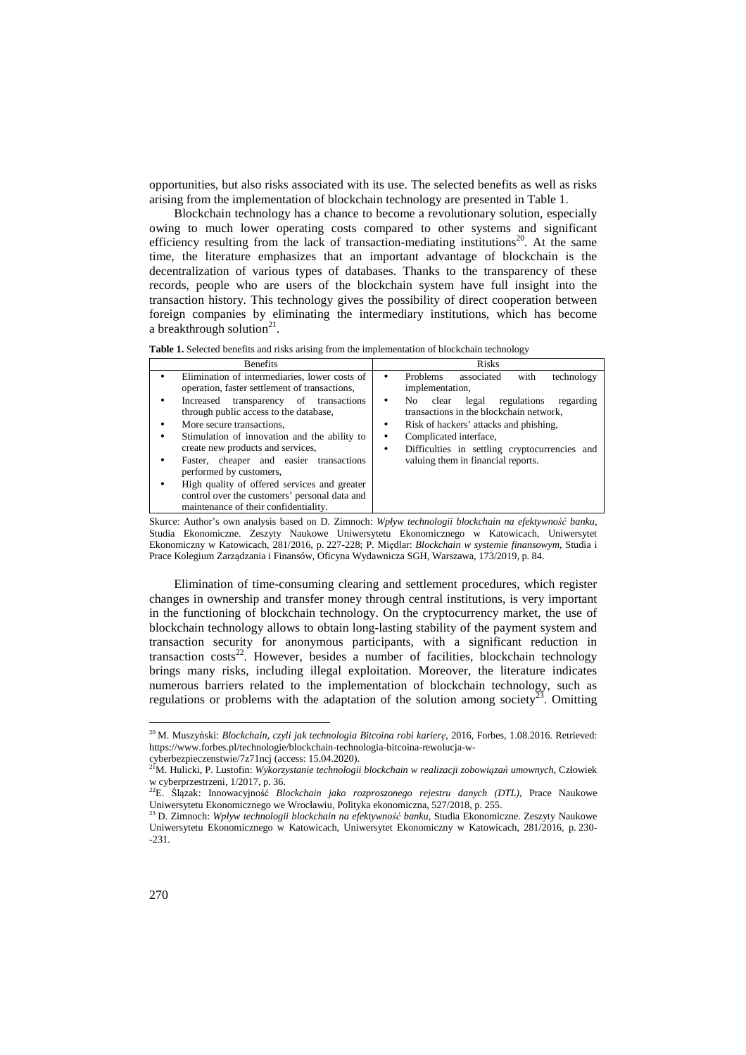opportunities, but also risks associated with its use. The selected benefits as well as risks arising from the implementation of blockchain technology are presented in Table 1.

Blockchain technology has a chance to become a revolutionary solution, especially owing to much lower operating costs compared to other systems and significant efficiency resulting from the lack of transaction-mediating institutions[20]. At the same time, the literature emphasizes that an important advantage of blockchain is the decentralization of various types of databases. Thanks to the transparency of these records, people who are users of the blockchain system have full insight into the transaction history. This technology gives the possibility of direct cooperation between foreign companies by eliminating the intermediary institutions, which has become a breakthrough solution[21].

**Table 1.** Selected benefits and risks arising from the implementation of blockchain technology

| Benefits | Risks |
| --- | --- |
| • Elimination of intermediaries, lower costs of operation, faster settlement of transactions,<br>• Increased transparency of transactions through public access to the database,<br>• More secure transactions,<br>• Stimulation of innovation and the ability to create new products and services,<br>• Faster, cheaper and easier transactions performed by customers,<br>• High quality of offered services and greater control over the customers' personal data and maintenance of their confidentiality. | • Problems associated with technology implementation,<br>• No clear legal regulations regarding transactions in the blockchain network,<br>• Risk of hackers' attacks and phishing,<br>• Complicated interface,<br>• Difficulties in settling cryptocurrencies and valuing them in financial reports. |

Skurce: Author's own analysis based on D. Zimnoch: *Wpływ technologii blockchain na efektywność banku*, Studia Ekonomiczne. Zeszyty Naukowe Uniwersytetu Ekonomicznego w Katowicach, Uniwersytet Ekonomiczny w Katowicach, 281/2016, p. 227-228; P. Międlar: *Blockchain w systemie finansowym*, Studia i Prace Kolegium Zarządzania i Finansów, Oficyna Wydawnicza SGH, Warszawa, 173/2019, p. 84.

Elimination of time-consuming clearing and settlement procedures, which register changes in ownership and transfer money through central institutions, is very important in the functioning of blockchain technology. On the cryptocurrency market, the use of blockchain technology allows to obtain long-lasting stability of the payment system and transaction security for anonymous participants, with a significant reduction in transaction costs[22]. However, besides a number of facilities, blockchain technology brings many risks, including illegal exploitation. Moreover, the literature indicates numerous barriers related to the implementation of blockchain technology, such as regulations or problems with the adaptation of the solution among society[23]. Omitting

---

[20] M. Muszyński: *Blockchain, czyli jak technologia Bitcoina robi karierę*, 2016, Forbes, 1.08.2016. Retrieved: https://www.forbes.pl/technologie/blockchain-technologia-bitcoina-rewolucja-w-cyberbezpieczenstwie/7z71ncj (access: 15.04.2020).

[21] M. Hulicki, P. Lustofin: *Wykorzystanie technologii blockchain w realizacji zobowiązań umownych*, Człowiek w cyberprzestrzeni, 1/2017, p. 36.

[22] E. Ślązak: Innowacyjność *Blockchain jako rozproszonego rejestru danych (DTL)*, Prace Naukowe Uniwersytetu Ekonomicznego we Wrocławiu, Polityka ekonomiczna, 527/2018, p. 255.

[23] D. Zimnoch: *Wpływ technologii blockchain na efektywność banku*, Studia Ekonomiczne. Zeszyty Naukowe Uniwersytetu Ekonomicznego w Katowicach, Uniwersytet Ekonomiczny w Katowicach, 281/2016, p. 230--231.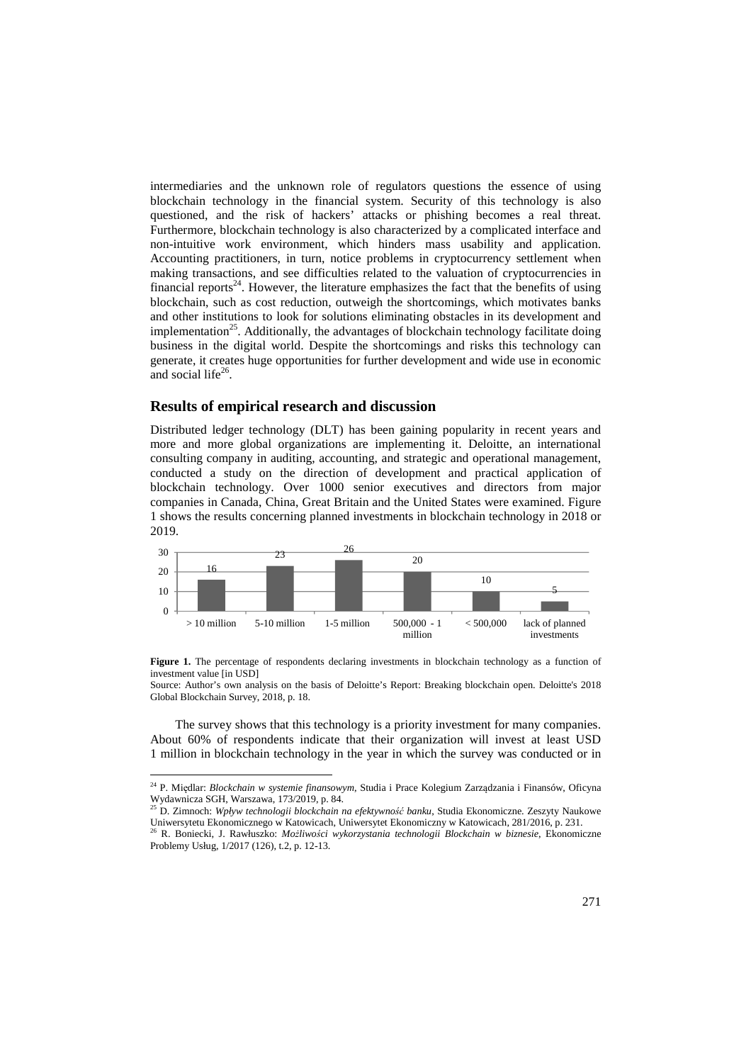intermediaries and the unknown role of regulators questions the essence of using blockchain technology in the financial system. Security of this technology is also questioned, and the risk of hackers' attacks or phishing becomes a real threat. Furthermore, blockchain technology is also characterized by a complicated interface and non-intuitive work environment, which hinders mass usability and application. Accounting practitioners, in turn, notice problems in cryptocurrency settlement when making transactions, and see difficulties related to the valuation of cryptocurrencies in financial reports[24]. However, the literature emphasizes the fact that the benefits of using blockchain, such as cost reduction, outweigh the shortcomings, which motivates banks and other institutions to look for solutions eliminating obstacles in its development and implementation[25]. Additionally, the advantages of blockchain technology facilitate doing business in the digital world. Despite the shortcomings and risks this technology can generate, it creates huge opportunities for further development and wide use in economic and social life[26].

## Results of empirical research and discussion

Distributed ledger technology (DLT) has been gaining popularity in recent years and more and more global organizations are implementing it. Deloitte, an international consulting company in auditing, accounting, and strategic and operational management, conducted a study on the direction of development and practical application of blockchain technology. Over 1000 senior executives and directors from major companies in Canada, China, Great Britain and the United States were examined. Figure 1 shows the results concerning planned investments in blockchain technology in 2018 or 2019.

| Investment value | Percentage of respondents |
|---|---|
| > 10 million | 16 |
| 5-10 million | 23 |
| 1-5 million | 26 |
| 500,000 - 1 million | 20 |
| < 500,000 | 10 |
| lack of planned investments | 5 |

**Figure 1.** The percentage of respondents declaring investments in blockchain technology as a function of investment value [in USD]

Source: Author's own analysis on the basis of Deloitte's Report: Breaking blockchain open. Deloitte's 2018 Global Blockchain Survey, 2018, p. 18.

The survey shows that this technology is a priority investment for many companies. About 60% of respondents indicate that their organization will invest at least USD 1 million in blockchain technology in the year in which the survey was conducted or in

---

[24] P. Międlar: *Blockchain w systemie finansowym*, Studia i Prace Kolegium Zarządzania i Finansów, Oficyna Wydawnicza SGH, Warszawa, 173/2019, p. 84.

[25] D. Zimnoch: *Wpływ technologii blockchain na efektywność banku*, Studia Ekonomiczne. Zeszyty Naukowe Uniwersytetu Ekonomicznego w Katowicach, Uniwersytet Ekonomiczny w Katowicach, 281/2016, p. 231.

[26] R. Boniecki, J. Rawłuszko: *Możliwości wykorzystania technologii Blockchain w biznesie*, Ekonomiczne Problemy Usług, 1/2017 (126), t.2, p. 12-13.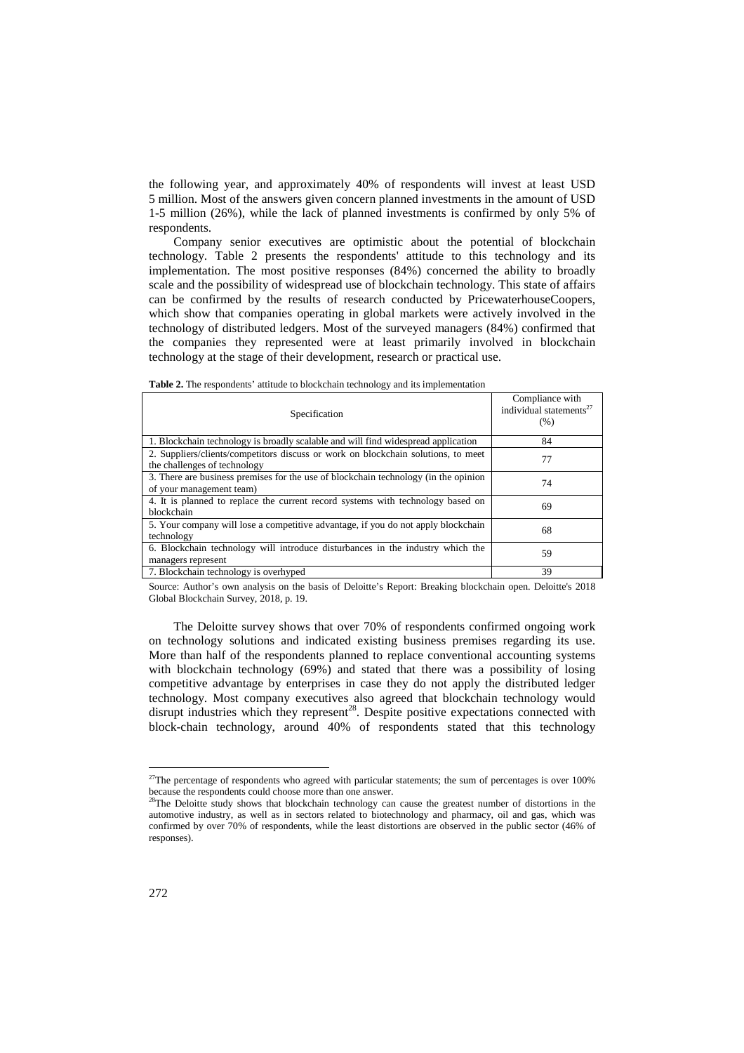the following year, and approximately 40% of respondents will invest at least USD 5 million. Most of the answers given concern planned investments in the amount of USD 1-5 million (26%), while the lack of planned investments is confirmed by only 5% of respondents.

Company senior executives are optimistic about the potential of blockchain technology. Table 2 presents the respondents' attitude to this technology and its implementation. The most positive responses (84%) concerned the ability to broadly scale and the possibility of widespread use of blockchain technology. This state of affairs can be confirmed by the results of research conducted by PricewaterhouseCoopers, which show that companies operating in global markets were actively involved in the technology of distributed ledgers. Most of the surveyed managers (84%) confirmed that the companies they represented were at least primarily involved in blockchain technology at the stage of their development, research or practical use.

**Table 2.** The respondents' attitude to blockchain technology and its implementation

| Specification | Compliance with individual statements[27] (%) |
|---|---|
| 1. Blockchain technology is broadly scalable and will find widespread application | 84 |
| 2. Suppliers/clients/competitors discuss or work on blockchain solutions, to meet the challenges of technology | 77 |
| 3. There are business premises for the use of blockchain technology (in the opinion of your management team) | 74 |
| 4. It is planned to replace the current record systems with technology based on blockchain | 69 |
| 5. Your company will lose a competitive advantage, if you do not apply blockchain technology | 68 |
| 6. Blockchain technology will introduce disturbances in the industry which the managers represent | 59 |
| 7. Blockchain technology is overhyped | 39 |

Source: Author's own analysis on the basis of Deloitte's Report: Breaking blockchain open. Deloitte's 2018 Global Blockchain Survey, 2018, p. 19.

The Deloitte survey shows that over 70% of respondents confirmed ongoing work on technology solutions and indicated existing business premises regarding its use. More than half of the respondents planned to replace conventional accounting systems with blockchain technology (69%) and stated that there was a possibility of losing competitive advantage by enterprises in case they do not apply the distributed ledger technology. Most company executives also agreed that blockchain technology would disrupt industries which they represent[28]. Despite positive expectations connected with block-chain technology, around 40% of respondents stated that this technology

---

[27] The percentage of respondents who agreed with particular statements; the sum of percentages is over 100% because the respondents could choose more than one answer.

[28] The Deloitte study shows that blockchain technology can cause the greatest number of distortions in the automotive industry, as well as in sectors related to biotechnology and pharmacy, oil and gas, which was confirmed by over 70% of respondents, while the least distortions are observed in the public sector (46% of responses).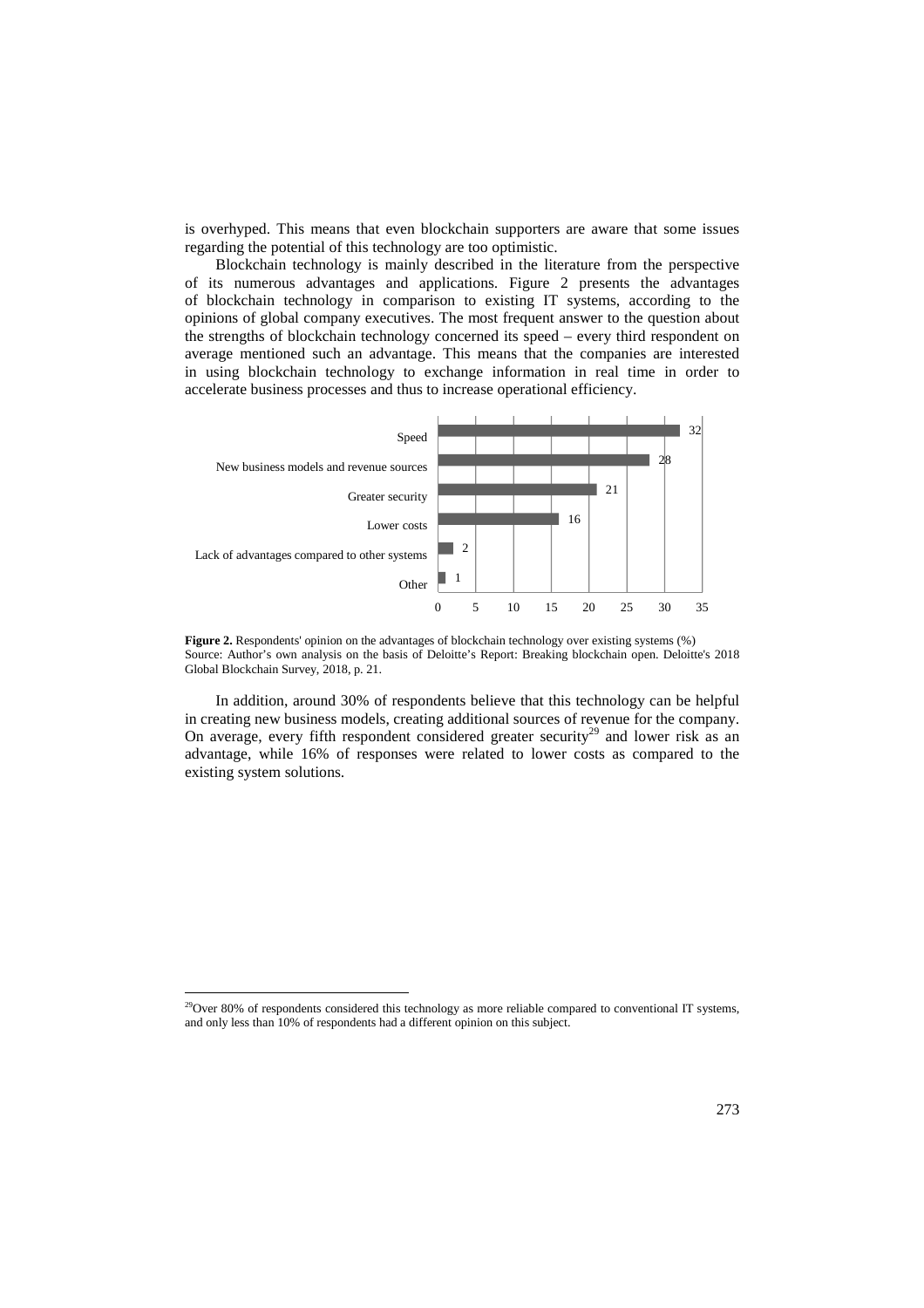is overhyped. This means that even blockchain supporters are aware that some issues regarding the potential of this technology are too optimistic.

Blockchain technology is mainly described in the literature from the perspective of its numerous advantages and applications. Figure 2 presents the advantages of blockchain technology in comparison to existing IT systems, according to the opinions of global company executives. The most frequent answer to the question about the strengths of blockchain technology concerned its speed – every third respondent on average mentioned such an advantage. This means that the companies are interested in using blockchain technology to exchange information in real time in order to accelerate business processes and thus to increase operational efficiency.

| Advantage | % |
| --- | --- |
| Speed | 32 |
| New business models and revenue sources | 28 |
| Greater security | 21 |
| Lower costs | 16 |
| Lack of advantages compared to other systems | 2 |
| Other | 1 |

**Figure 2.** Respondents' opinion on the advantages of blockchain technology over existing systems (%)
Source: Author's own analysis on the basis of Deloitte's Report: Breaking blockchain open. Deloitte's 2018 Global Blockchain Survey, 2018, p. 21.

In addition, around 30% of respondents believe that this technology can be helpful in creating new business models, creating additional sources of revenue for the company. On average, every fifth respondent considered greater security[29] and lower risk as an advantage, while 16% of responses were related to lower costs as compared to the existing system solutions.

[29]Over 80% of respondents considered this technology as more reliable compared to conventional IT systems, and only less than 10% of respondents had a different opinion on this subject.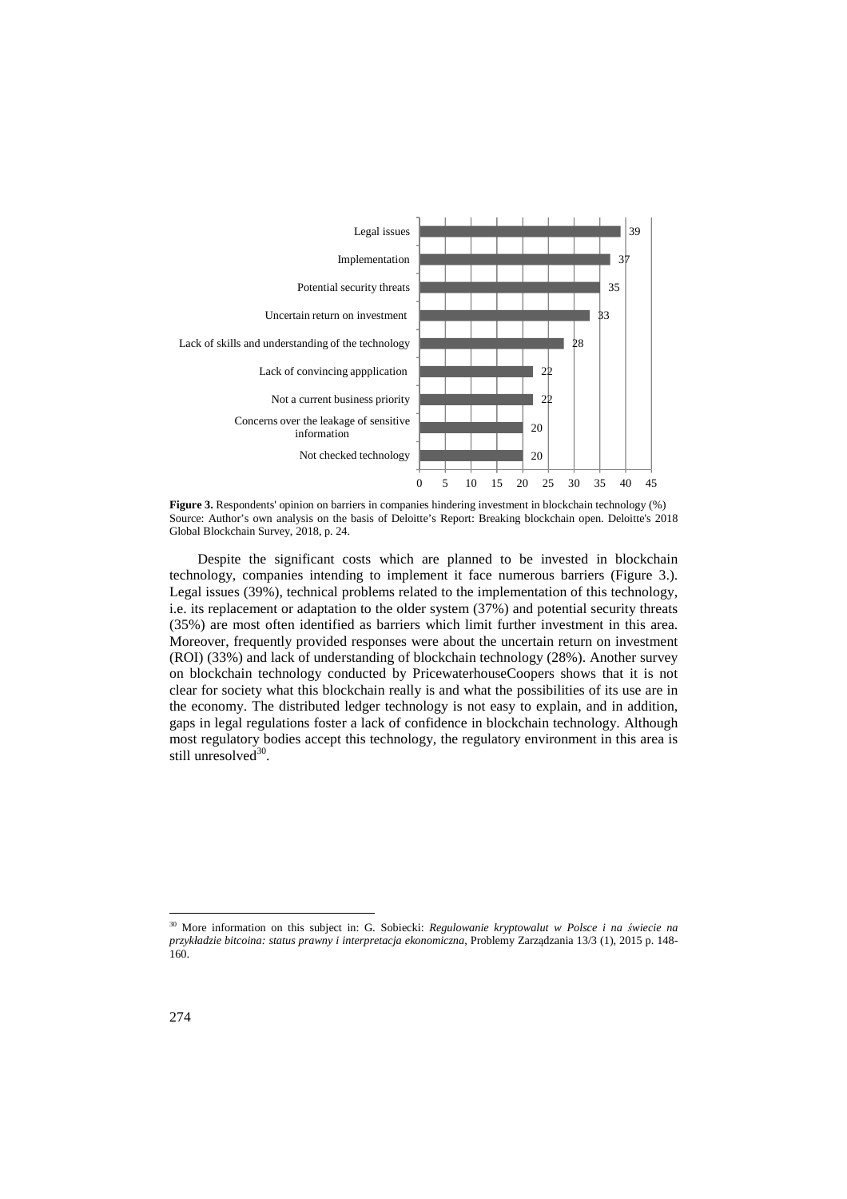| Barrier | % |
|---|---|
| Legal issues | 39 |
| Implementation | 37 |
| Potential security threats | 35 |
| Uncertain return on investment | 33 |
| Lack of skills and understanding of the technology | 28 |
| Lack of convincing appplication | 22 |
| Not a current business priority | 22 |
| Concerns over the leakage of sensitive information | 20 |
| Not checked technology | 20 |

**Figure 3.** Respondents' opinion on barriers in companies hindering investment in blockchain technology (%)
Source: Author's own analysis on the basis of Deloitte's Report: Breaking blockchain open. Deloitte's 2018 Global Blockchain Survey, 2018, p. 24.

Despite the significant costs which are planned to be invested in blockchain technology, companies intending to implement it face numerous barriers (Figure 3.). Legal issues (39%), technical problems related to the implementation of this technology, i.e. its replacement or adaptation to the older system (37%) and potential security threats (35%) are most often identified as barriers which limit further investment in this area. Moreover, frequently provided responses were about the uncertain return on investment (ROI) (33%) and lack of understanding of blockchain technology (28%). Another survey on blockchain technology conducted by PricewaterhouseCoopers shows that it is not clear for society what this blockchain really is and what the possibilities of its use are in the economy. The distributed ledger technology is not easy to explain, and in addition, gaps in legal regulations foster a lack of confidence in blockchain technology. Although most regulatory bodies accept this technology, the regulatory environment in this area is still unresolved[30].

---

[30] More information on this subject in: G. Sobiecki: *Regulowanie kryptowalut w Polsce i na świecie na przykładzie bitcoina: status prawny i interpretacja ekonomiczna*, Problemy Zarządzania 13/3 (1), 2015 p. 148-160.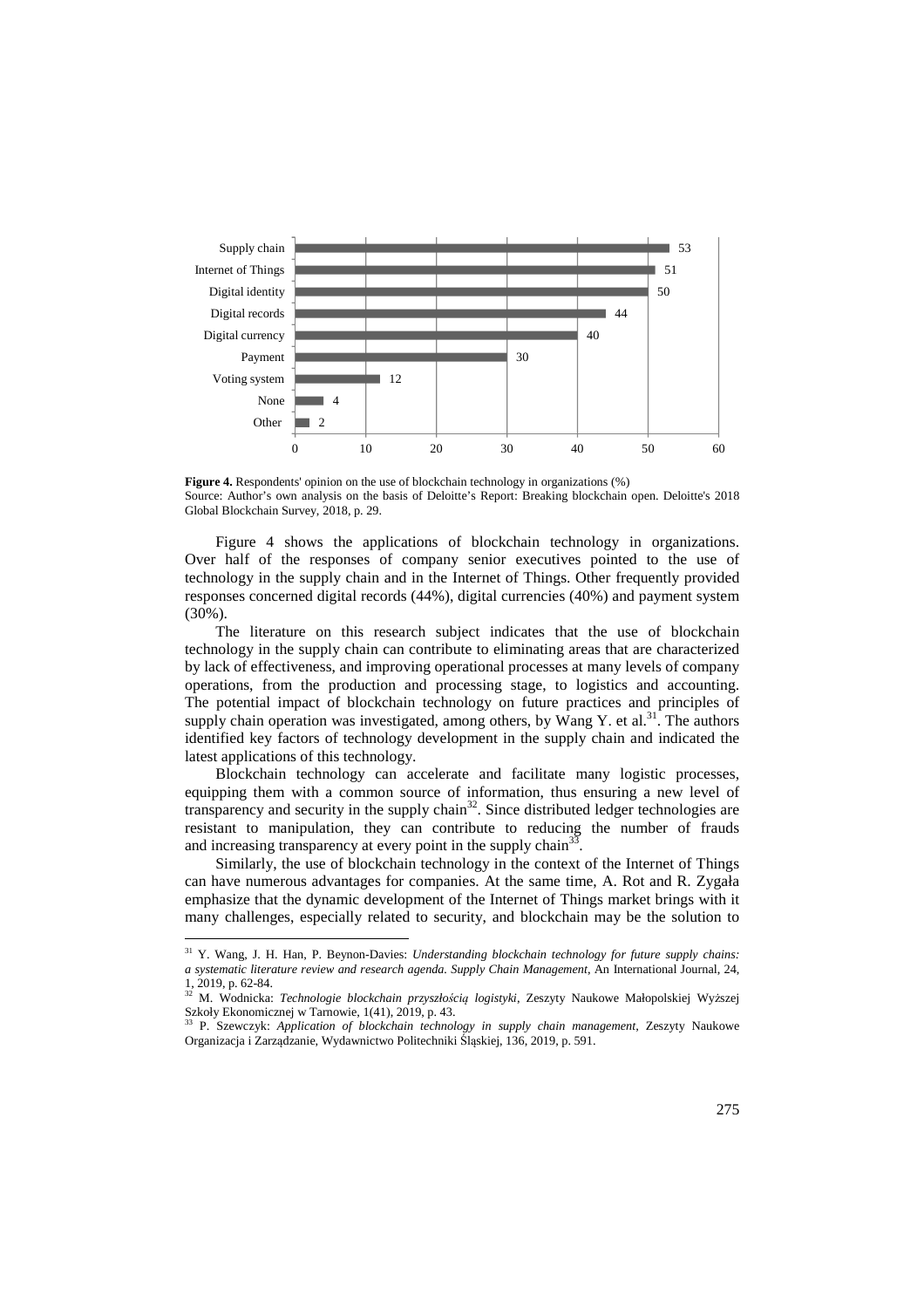| Application | % |
|---|---|
| Supply chain | 53 |
| Internet of Things | 51 |
| Digital identity | 50 |
| Digital records | 44 |
| Digital currency | 40 |
| Payment | 30 |
| Voting system | 12 |
| None | 4 |
| Other | 2 |

**Figure 4.** Respondents' opinion on the use of blockchain technology in organizations (%)
Source: Author's own analysis on the basis of Deloitte's Report: Breaking blockchain open. Deloitte's 2018 Global Blockchain Survey, 2018, p. 29.

Figure 4 shows the applications of blockchain technology in organizations. Over half of the responses of company senior executives pointed to the use of technology in the supply chain and in the Internet of Things. Other frequently provided responses concerned digital records (44%), digital currencies (40%) and payment system (30%).

The literature on this research subject indicates that the use of blockchain technology in the supply chain can contribute to eliminating areas that are characterized by lack of effectiveness, and improving operational processes at many levels of company operations, from the production and processing stage, to logistics and accounting. The potential impact of blockchain technology on future practices and principles of supply chain operation was investigated, among others, by Wang Y. et al.[31]. The authors identified key factors of technology development in the supply chain and indicated the latest applications of this technology.

Blockchain technology can accelerate and facilitate many logistic processes, equipping them with a common source of information, thus ensuring a new level of transparency and security in the supply chain[32]. Since distributed ledger technologies are resistant to manipulation, they can contribute to reducing the number of frauds and increasing transparency at every point in the supply chain[33].

Similarly, the use of blockchain technology in the context of the Internet of Things can have numerous advantages for companies. At the same time, A. Rot and R. Zygała emphasize that the dynamic development of the Internet of Things market brings with it many challenges, especially related to security, and blockchain may be the solution to

---

[31] Y. Wang, J. H. Han, P. Beynon-Davies: *Understanding blockchain technology for future supply chains: a systematic literature review and research agenda. Supply Chain Management*, An International Journal, 24, 1, 2019, p. 62-84.

[32] M. Wodnicka: *Technologie blockchain przyszłością logistyki*, Zeszyty Naukowe Małopolskiej Wyższej Szkoły Ekonomicznej w Tarnowie, 1(41), 2019, p. 43.

[33] P. Szewczyk: *Application of blockchain technology in supply chain management*, Zeszyty Naukowe Organizacja i Zarządzanie, Wydawnictwo Politechniki Śląskiej, 136, 2019, p. 591.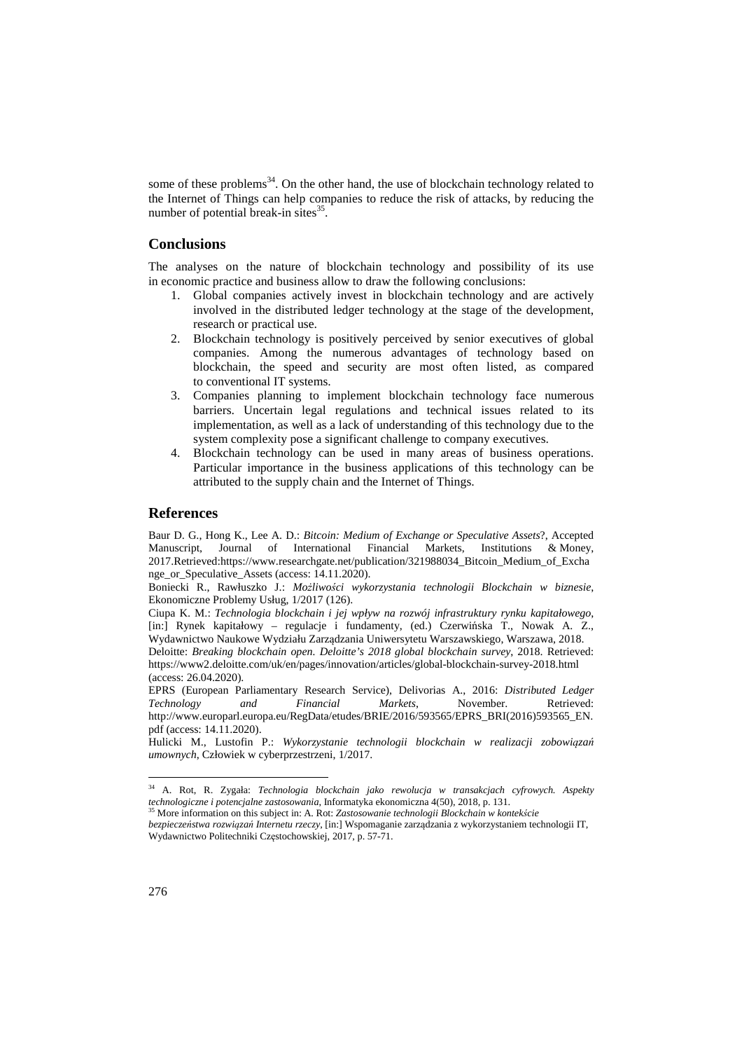some of these problems[34]. On the other hand, the use of blockchain technology related to the Internet of Things can help companies to reduce the risk of attacks, by reducing the number of potential break-in sites[35].

## Conclusions

The analyses on the nature of blockchain technology and possibility of its use in economic practice and business allow to draw the following conclusions:

1. Global companies actively invest in blockchain technology and are actively involved in the distributed ledger technology at the stage of the development, research or practical use.
2. Blockchain technology is positively perceived by senior executives of global companies. Among the numerous advantages of technology based on blockchain, the speed and security are most often listed, as compared to conventional IT systems.
3. Companies planning to implement blockchain technology face numerous barriers. Uncertain legal regulations and technical issues related to its implementation, as well as a lack of understanding of this technology due to the system complexity pose a significant challenge to company executives.
4. Blockchain technology can be used in many areas of business operations. Particular importance in the business applications of this technology can be attributed to the supply chain and the Internet of Things.

## References

Baur D. G., Hong K., Lee A. D.: *Bitcoin: Medium of Exchange or Speculative Assets*?, Accepted Manuscript, Journal of International Financial Markets, Institutions & Money, 2017.Retrieved:https://www.researchgate.net/publication/321988034_Bitcoin_Medium_of_Exchange_or_Speculative_Assets (access: 14.11.2020).

Boniecki R., Rawłuszko J.: *Możliwości wykorzystania technologii Blockchain w biznesie*, Ekonomiczne Problemy Usług, 1/2017 (126).

Ciupa K. M.: *Technologia blockchain i jej wpływ na rozwój infrastruktury rynku kapitałowego*, [in:] Rynek kapitałowy – regulacje i fundamenty, (ed.) Czerwińska T., Nowak A. Z., Wydawnictwo Naukowe Wydziału Zarządzania Uniwersytetu Warszawskiego, Warszawa, 2018.

Deloitte: *Breaking blockchain open. Deloitte's 2018 global blockchain survey*, 2018. Retrieved: https://www2.deloitte.com/uk/en/pages/innovation/articles/global-blockchain-survey-2018.html (access: 26.04.2020).

EPRS (European Parliamentary Research Service), Delivorias A., 2016: *Distributed Ledger Technology and Financial Markets*, November. Retrieved: http://www.europarl.europa.eu/RegData/etudes/BRIE/2016/593565/EPRS_BRI(2016)593565_EN.pdf (access: 14.11.2020).

Hulicki M., Lustofin P.: *Wykorzystanie technologii blockchain w realizacji zobowiązań umownych*, Człowiek w cyberprzestrzeni, 1/2017.

---

[34] A. Rot, R. Zygała: *Technologia blockchain jako rewolucja w transakcjach cyfrowych. Aspekty technologiczne i potencjalne zastosowania*, Informatyka ekonomiczna 4(50), 2018, p. 131.

[35] More information on this subject in: A. Rot: *Zastosowanie technologii Blockchain w kontekście bezpieczeństwa rozwiązań Internetu rzeczy*, [in:] Wspomaganie zarządzania z wykorzystaniem technologii IT, Wydawnictwo Politechniki Częstochowskiej, 2017, p. 57-71.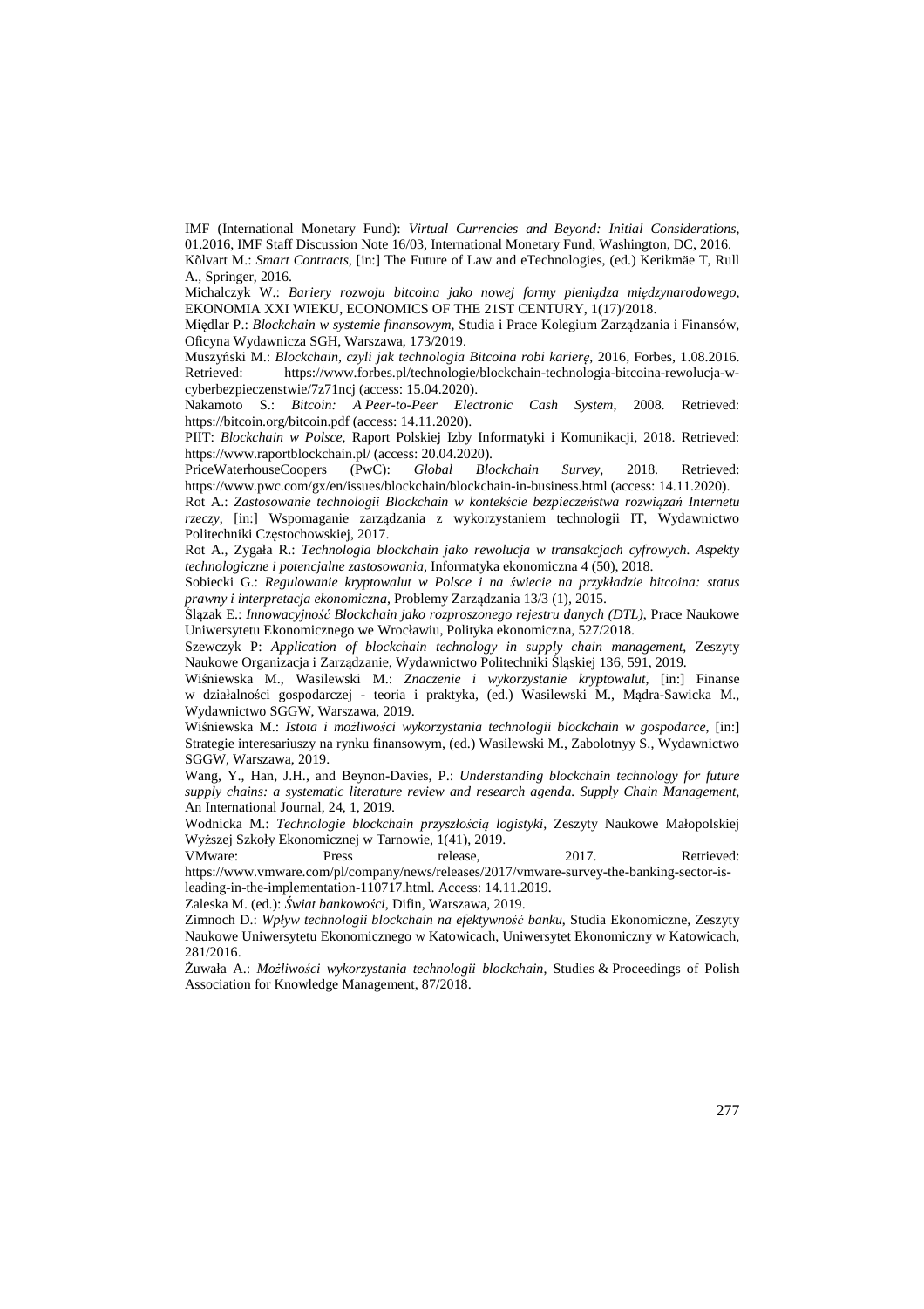IMF (International Monetary Fund): *Virtual Currencies and Beyond: Initial Considerations*, 01.2016, IMF Staff Discussion Note 16/03, International Monetary Fund, Washington, DC, 2016.

Kõlvart M.: *Smart Contracts*, [in:] The Future of Law and eTechnologies, (ed.) Kerikmäe T, Rull A., Springer, 2016.

Michalczyk W.: *Bariery rozwoju bitcoina jako nowej formy pieniądza międzynarodowego*, EKONOMIA XXI WIEKU, ECONOMICS OF THE 21ST CENTURY, 1(17)/2018.

Międ­lar P.: *Blockchain w systemie finansowym*, Studia i Prace Kolegium Zarządzania i Finansów, Oficyna Wydawnicza SGH, Warszawa, 173/2019.

Muszyński M.: *Blockchain, czyli jak technologia Bitcoina robi karierę*, 2016, Forbes, 1.08.2016. Retrieved: https://www.forbes.pl/technologie/blockchain-technologia-bitcoina-rewolucja-w-cyberbezpieczenstwie/7z71ncj (access: 15.04.2020).

Nakamoto S.: *Bitcoin: A Peer-to-Peer Electronic Cash System*, 2008. Retrieved: https://bitcoin.org/bitcoin.pdf (access: 14.11.2020).

PIIT: *Blockchain w Polsce*, Raport Polskiej Izby Informatyki i Komunikacji, 2018. Retrieved: https://www.raportblockchain.pl/ (access: 20.04.2020).

PriceWaterhouseCoopers (PwC): *Global Blockchain Survey*, 2018. Retrieved: https://www.pwc.com/gx/en/issues/blockchain/blockchain-in-business.html (access: 14.11.2020).

Rot A.: *Zastosowanie technologii Blockchain w kontekście bezpieczeństwa rozwiązań Internetu rzeczy*, [in:] Wspomaganie zarządzania z wykorzystaniem technologii IT, Wydawnictwo Politechniki Częstochowskiej, 2017.

Rot A., Zygała R.: *Technologia blockchain jako rewolucja w transakcjach cyfrowych. Aspekty technologiczne i potencjalne zastosowania*, Informatyka ekonomiczna 4 (50), 2018.

Sobiecki G.: *Regulowanie kryptowalut w Polsce i na świecie na przykładzie bitcoina: status prawny i interpretacja ekonomiczna*, Problemy Zarządzania 13/3 (1), 2015.

Ślązak E.: *Innowacyjność Blockchain jako rozproszonego rejestru danych (DTL)*, Prace Naukowe Uniwersytetu Ekonomicznego we Wrocławiu, Polityka ekonomiczna, 527/2018.

Szewczyk P: *Application of blockchain technology in supply chain management*, Zeszyty Naukowe Organizacja i Zarządzanie, Wydawnictwo Politechniki Śląskiej 136, 591, 2019.

Wiśniewska M., Wasilewski M.: *Znaczenie i wykorzystanie kryptowalut*, [in:] Finanse w działalności gospodarczej - teoria i praktyka, (ed.) Wasilewski M., Mądra-Sawicka M., Wydawnictwo SGGW, Warszawa, 2019.

Wiśniewska M.: *Istota i możliwości wykorzystania technologii blockchain w gospodarce*, [in:] Strategie interesariuszy na rynku finansowym, (ed.) Wasilewski M., Zabolotnyy S., Wydawnictwo SGGW, Warszawa, 2019.

Wang, Y., Han, J.H., and Beynon-Davies, P.: *Understanding blockchain technology for future supply chains: a systematic literature review and research agenda. Supply Chain Management*, An International Journal, 24, 1, 2019.

Wodnicka M.: *Technologie blockchain przyszłością logistyki*, Zeszyty Naukowe Małopolskiej Wyższej Szkoły Ekonomicznej w Tarnowie, 1(41), 2019.

VMware: Press release, 2017. Retrieved: https://www.vmware.com/pl/company/news/releases/2017/vmware-survey-the-banking-sector-is-leading-in-the-implementation-110717.html. Access: 14.11.2019.

Zaleska M. (ed.): *Świat bankowości*, Difin, Warszawa, 2019.

Zimnoch D.: *Wpływ technologii blockchain na efektywność banku*, Studia Ekonomiczne, Zeszyty Naukowe Uniwersytetu Ekonomicznego w Katowicach, Uniwersytet Ekonomiczny w Katowicach, 281/2016.

Żuwała A.: *Możliwości wykorzystania technologii blockchain*, Studies & Proceedings of Polish Association for Knowledge Management, 87/2018.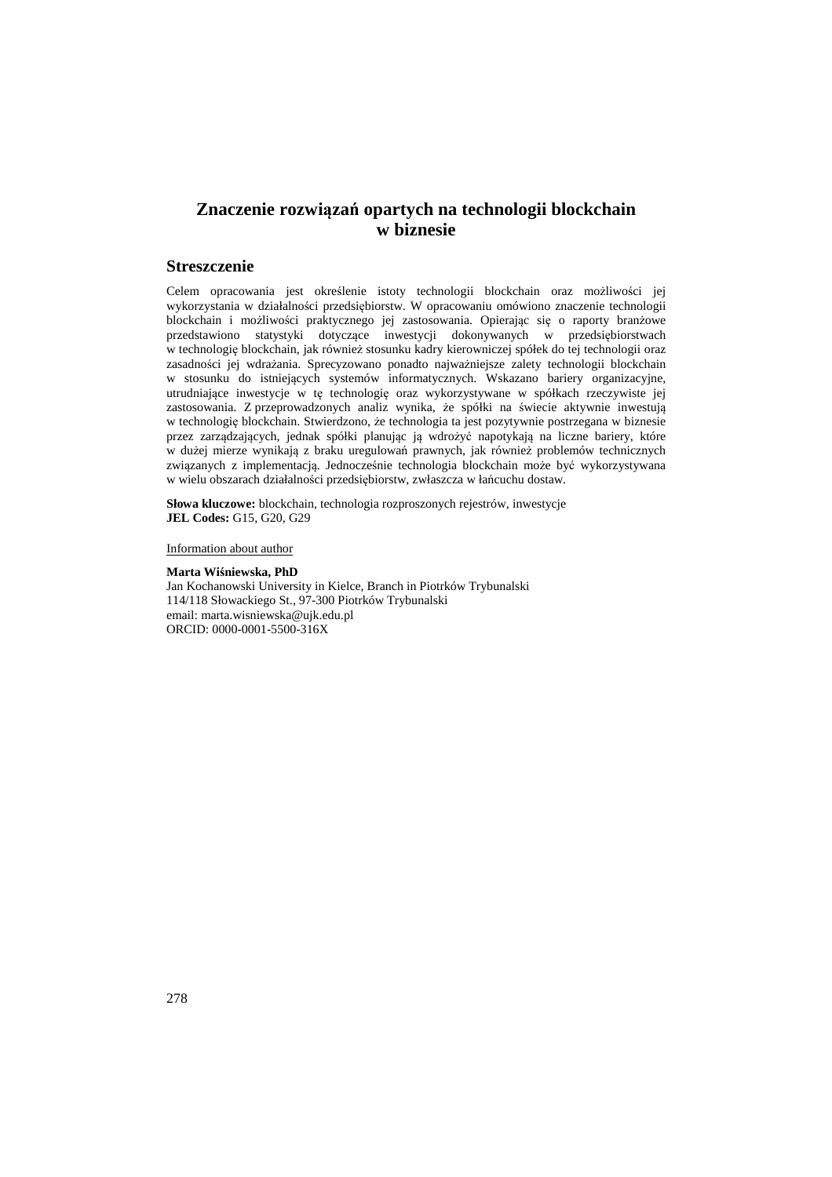# Znaczenie rozwiązań opartych na technologii blockchain w biznesie

## Streszczenie

Celem opracowania jest określenie istoty technologii blockchain oraz możliwości jej wykorzystania w działalności przedsiębiorstw. W opracowaniu omówiono znaczenie technologii blockchain i możliwości praktycznego jej zastosowania. Opierając się o raporty branżowe przedstawiono statystyki dotyczące inwestycji dokonywanych w przedsiębiorstwach w technologię blockchain, jak również stosunku kadry kierowniczej spółek do tej technologii oraz zasadności jej wdrażania. Sprecyzowano ponadto najważniejsze zalety technologii blockchain w stosunku do istniejących systemów informatycznych. Wskazano bariery organizacyjne, utrudniające inwestycje w tę technologię oraz wykorzystywane w spółkach rzeczywiste jej zastosowania. Z przeprowadzonych analiz wynika, że spółki na świecie aktywnie inwestują w technologię blockchain. Stwierdzono, że technologia ta jest pozytywnie postrzegana w biznesie przez zarządzających, jednak spółki planując ją wdrożyć napotykają na liczne bariery, które w dużej mierze wynikają z braku uregulowań prawnych, jak również problemów technicznych związanych z implementacją. Jednocześnie technologia blockchain może być wykorzystywana w wielu obszarach działalności przedsiębiorstw, zwłaszcza w łańcuchu dostaw.

**Słowa kluczowe:** blockchain, technologia rozproszonych rejestrów, inwestycje
**JEL Codes:** G15, G20, G29

Information about author

**Marta Wiśniewska, PhD**
Jan Kochanowski University in Kielce, Branch in Piotrków Trybunalski
114/118 Słowackiego St., 97-300 Piotrków Trybunalski
email: marta.wisniewska@ujk.edu.pl
ORCID: 0000-0001-5500-316X